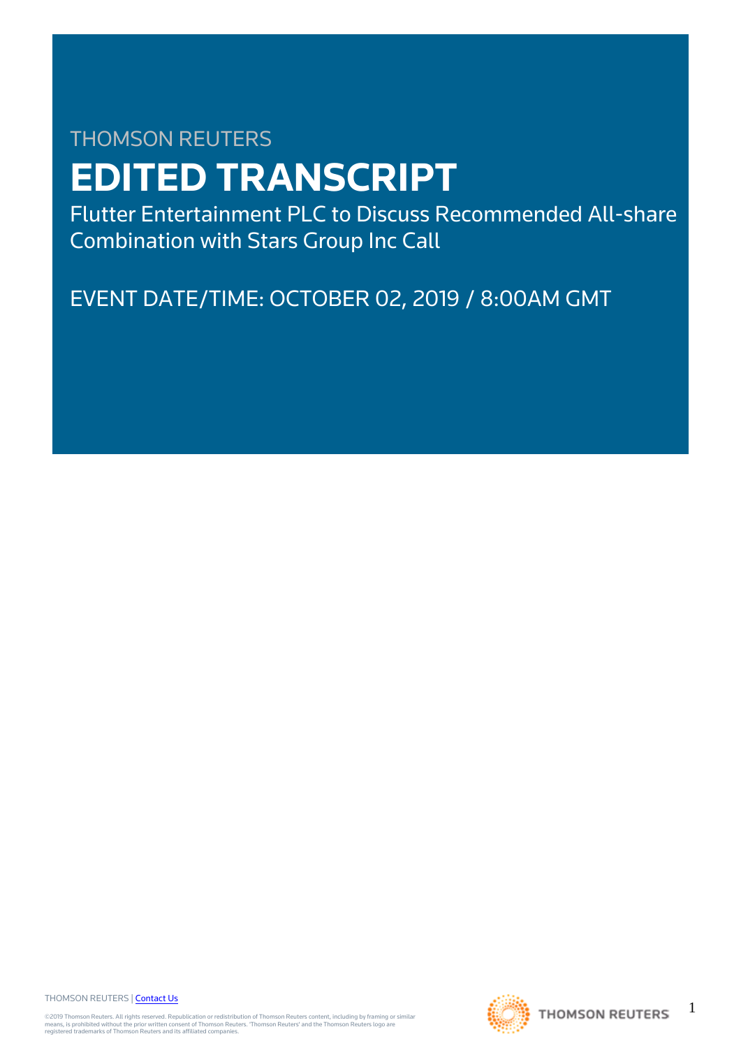THOMSON REUTERS

# EDITED TRANSCRIPT

Flutter Entertainment PLC to Discuss Recommended All-share Combination with Stars Group Inc Call

EVENT DATE/TIME: OCTOBER 02, 2019 / 8:00AM GMT

THOMSON REUTERS | Contact Us

©2019 Thomson Reuters. All rights reserved. Republication or redistribution of Thomson Reuters content, including by framing or similar means, is prohibited without the prior written consent of Thomson Reuters. 'Thomson Reuters' and the Thomson Reuters logo are registered trademarks of Thomson Reuters and its affiliated companies.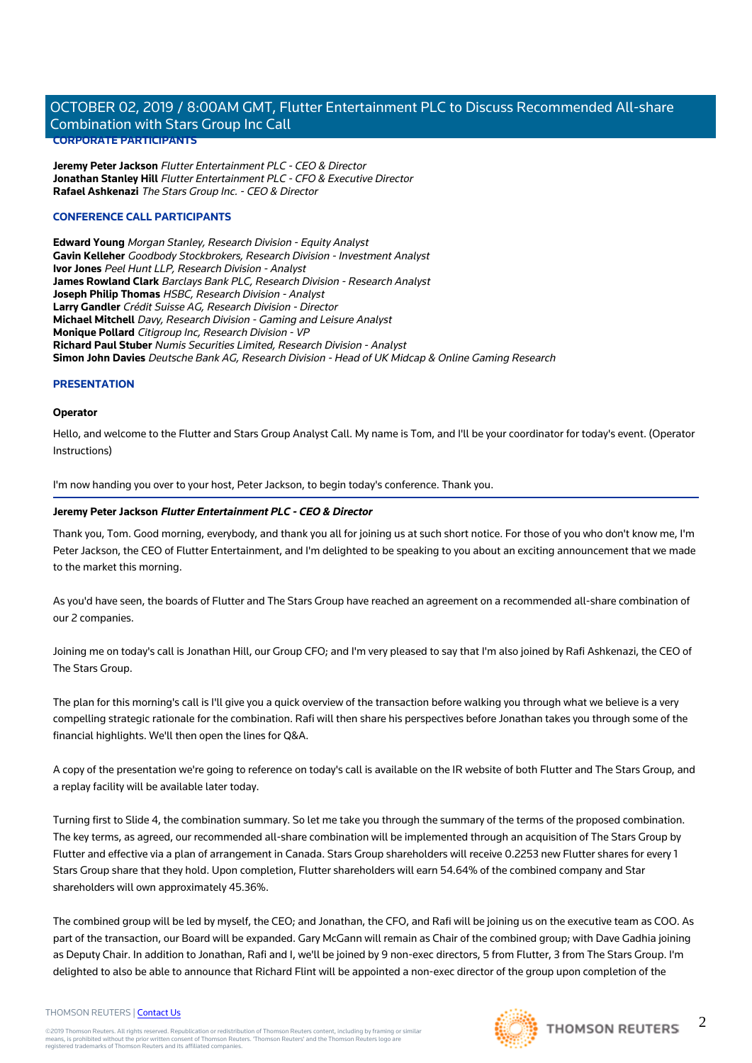## CORPORATE PARTICIPANTS

**Jeremy Peter Jackson** *Flutter Entertainment PLC - CEO & Director*
**Jonathan Stanley Hill** *Flutter Entertainment PLC - CFO & Executive Director*
**Rafael Ashkenazi** *The Stars Group Inc. - CEO & Director*

## CONFERENCE CALL PARTICIPANTS

**Edward Young** *Morgan Stanley, Research Division - Equity Analyst*
**Gavin Kelleher** *Goodbody Stockbrokers, Research Division - Investment Analyst*
**Ivor Jones** *Peel Hunt LLP, Research Division - Analyst*
**James Rowland Clark** *Barclays Bank PLC, Research Division - Research Analyst*
**Joseph Philip Thomas** *HSBC, Research Division - Analyst*
**Larry Gandler** *Crédit Suisse AG, Research Division - Director*
**Michael Mitchell** *Davy, Research Division - Gaming and Leisure Analyst*
**Monique Pollard** *Citigroup Inc, Research Division - VP*
**Richard Paul Stuber** *Numis Securities Limited, Research Division - Analyst*
**Simon John Davies** *Deutsche Bank AG, Research Division - Head of UK Midcap & Online Gaming Research*

## PRESENTATION

**Operator**

Hello, and welcome to the Flutter and Stars Group Analyst Call. My name is Tom, and I'll be your coordinator for today's event. (Operator Instructions)

I'm now handing you over to your host, Peter Jackson, to begin today's conference. Thank you.

---

**Jeremy Peter Jackson** ***Flutter Entertainment PLC - CEO & Director***

Thank you, Tom. Good morning, everybody, and thank you all for joining us at such short notice. For those of you who don't know me, I'm Peter Jackson, the CEO of Flutter Entertainment, and I'm delighted to be speaking to you about an exciting announcement that we made to the market this morning.

As you'd have seen, the boards of Flutter and The Stars Group have reached an agreement on a recommended all-share combination of our 2 companies.

Joining me on today's call is Jonathan Hill, our Group CFO; and I'm very pleased to say that I'm also joined by Rafi Ashkenazi, the CEO of The Stars Group.

The plan for this morning's call is I'll give you a quick overview of the transaction before walking you through what we believe is a very compelling strategic rationale for the combination. Rafi will then share his perspectives before Jonathan takes you through some of the financial highlights. We'll then open the lines for Q&A.

A copy of the presentation we're going to reference on today's call is available on the IR website of both Flutter and The Stars Group, and a replay facility will be available later today.

Turning first to Slide 4, the combination summary. So let me take you through the summary of the terms of the proposed combination. The key terms, as agreed, our recommended all-share combination will be implemented through an acquisition of The Stars Group by Flutter and effective via a plan of arrangement in Canada. Stars Group shareholders will receive 0.2253 new Flutter shares for every 1 Stars Group share that they hold. Upon completion, Flutter shareholders will earn 54.64% of the combined company and Star shareholders will own approximately 45.36%.

The combined group will be led by myself, the CEO; and Jonathan, the CFO, and Rafi will be joining us on the executive team as COO. As part of the transaction, our Board will be expanded. Gary McGann will remain as Chair of the combined group; with Dave Gadhia joining as Deputy Chair. In addition to Jonathan, Rafi and I, we'll be joined by 9 non-exec directors, 5 from Flutter, 3 from The Stars Group. I'm delighted to also be able to announce that Richard Flint will be appointed a non-exec director of the group upon completion of the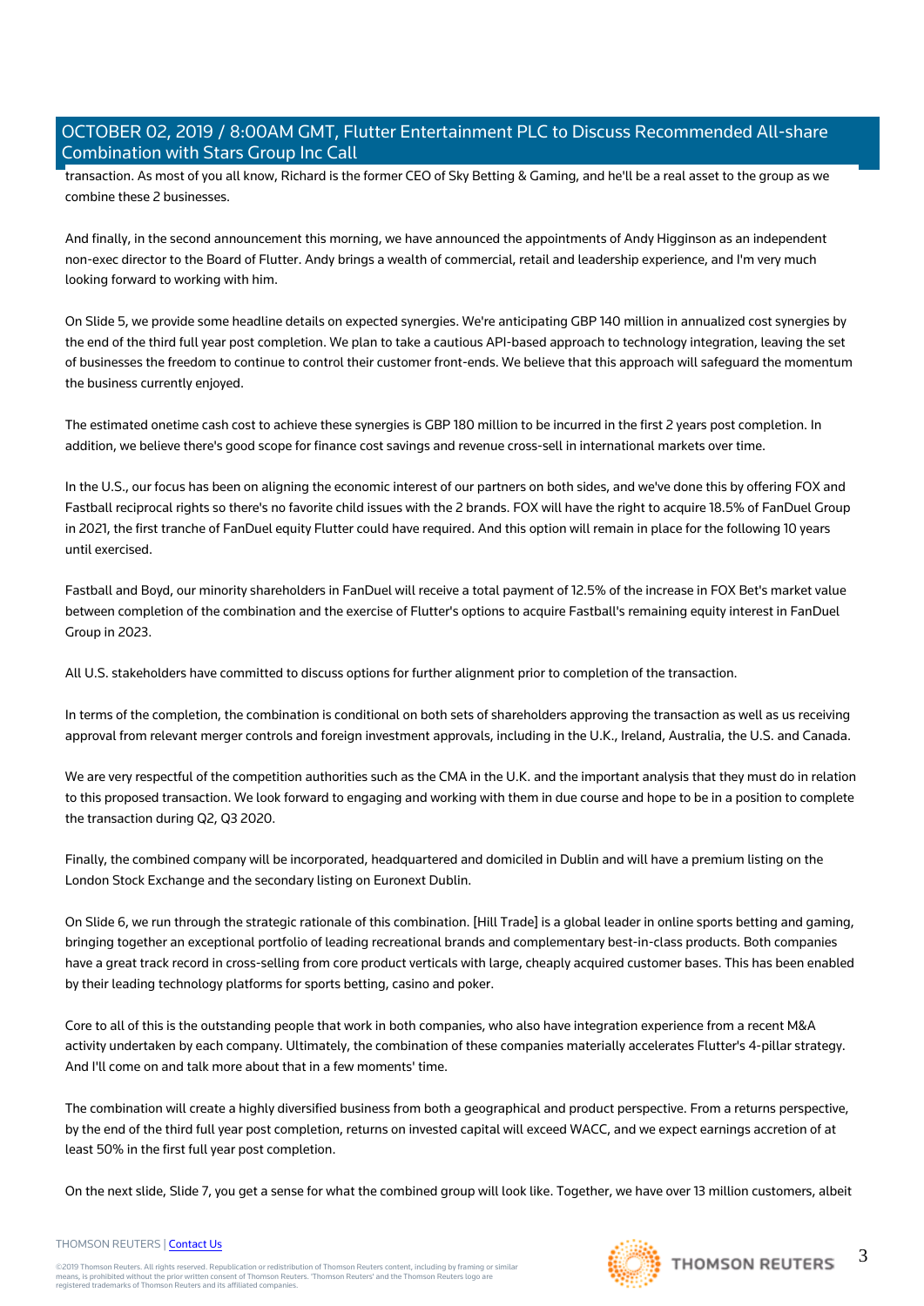transaction. As most of you all know, Richard is the former CEO of Sky Betting & Gaming, and he'll be a real asset to the group as we combine these 2 businesses.

And finally, in the second announcement this morning, we have announced the appointments of Andy Higginson as an independent non-exec director to the Board of Flutter. Andy brings a wealth of commercial, retail and leadership experience, and I'm very much looking forward to working with him.

On Slide 5, we provide some headline details on expected synergies. We're anticipating GBP 140 million in annualized cost synergies by the end of the third full year post completion. We plan to take a cautious API-based approach to technology integration, leaving the set of businesses the freedom to continue to control their customer front-ends. We believe that this approach will safeguard the momentum the business currently enjoyed.

The estimated onetime cash cost to achieve these synergies is GBP 180 million to be incurred in the first 2 years post completion. In addition, we believe there's good scope for finance cost savings and revenue cross-sell in international markets over time.

In the U.S., our focus has been on aligning the economic interest of our partners on both sides, and we've done this by offering FOX and Fastball reciprocal rights so there's no favorite child issues with the 2 brands. FOX will have the right to acquire 18.5% of FanDuel Group in 2021, the first tranche of FanDuel equity Flutter could have required. And this option will remain in place for the following 10 years until exercised.

Fastball and Boyd, our minority shareholders in FanDuel will receive a total payment of 12.5% of the increase in FOX Bet's market value between completion of the combination and the exercise of Flutter's options to acquire Fastball's remaining equity interest in FanDuel Group in 2023.

All U.S. stakeholders have committed to discuss options for further alignment prior to completion of the transaction.

In terms of the completion, the combination is conditional on both sets of shareholders approving the transaction as well as us receiving approval from relevant merger controls and foreign investment approvals, including in the U.K., Ireland, Australia, the U.S. and Canada.

We are very respectful of the competition authorities such as the CMA in the U.K. and the important analysis that they must do in relation to this proposed transaction. We look forward to engaging and working with them in due course and hope to be in a position to complete the transaction during Q2, Q3 2020.

Finally, the combined company will be incorporated, headquartered and domiciled in Dublin and will have a premium listing on the London Stock Exchange and the secondary listing on Euronext Dublin.

On Slide 6, we run through the strategic rationale of this combination. [Hill Trade] is a global leader in online sports betting and gaming, bringing together an exceptional portfolio of leading recreational brands and complementary best-in-class products. Both companies have a great track record in cross-selling from core product verticals with large, cheaply acquired customer bases. This has been enabled by their leading technology platforms for sports betting, casino and poker.

Core to all of this is the outstanding people that work in both companies, who also have integration experience from a recent M&A activity undertaken by each company. Ultimately, the combination of these companies materially accelerates Flutter's 4-pillar strategy. And I'll come on and talk more about that in a few moments' time.

The combination will create a highly diversified business from both a geographical and product perspective. From a returns perspective, by the end of the third full year post completion, returns on invested capital will exceed WACC, and we expect earnings accretion of at least 50% in the first full year post completion.

On the next slide, Slide 7, you get a sense for what the combined group will look like. Together, we have over 13 million customers, albeit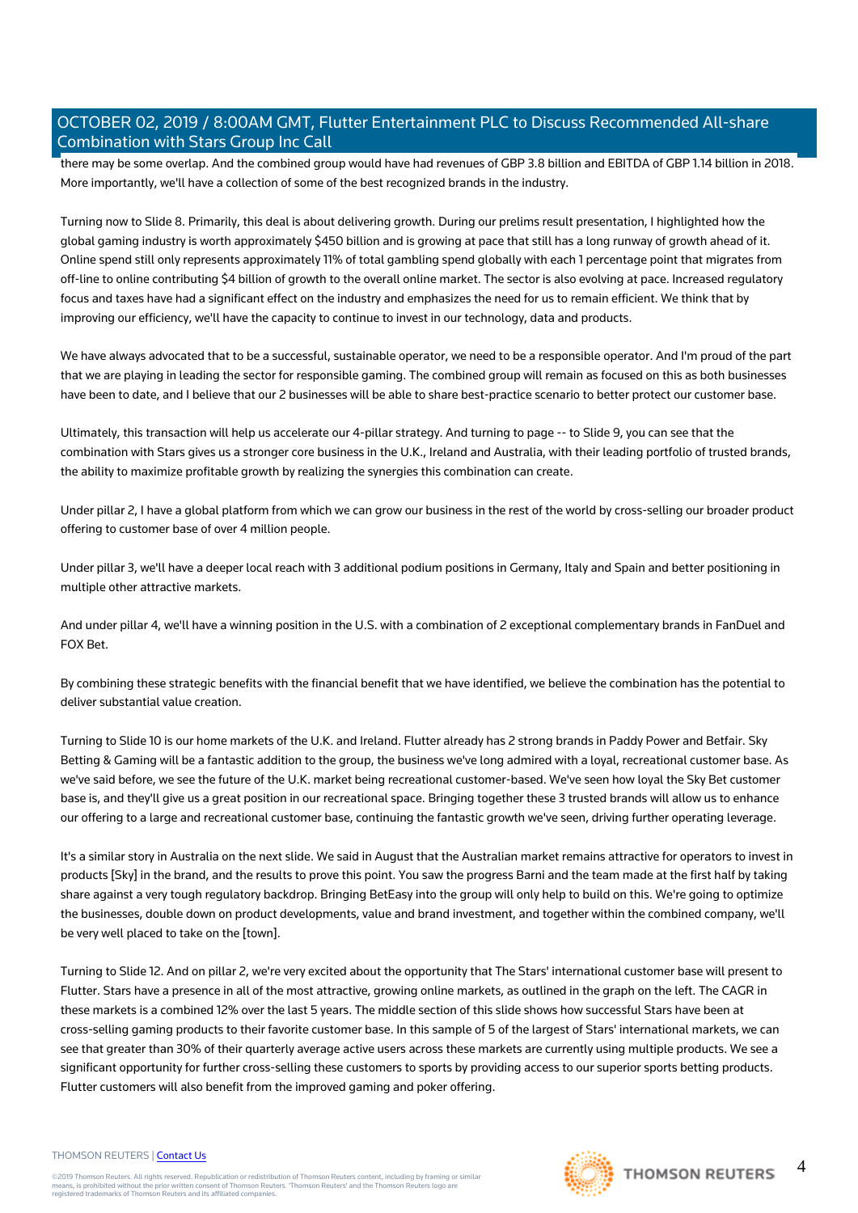there may be some overlap. And the combined group would have had revenues of GBP 3.8 billion and EBITDA of GBP 1.14 billion in 2018. More importantly, we'll have a collection of some of the best recognized brands in the industry.

Turning now to Slide 8. Primarily, this deal is about delivering growth. During our prelims result presentation, I highlighted how the global gaming industry is worth approximately $450 billion and is growing at pace that still has a long runway of growth ahead of it. Online spend still only represents approximately 11% of total gambling spend globally with each 1 percentage point that migrates from off-line to online contributing $4 billion of growth to the overall online market. The sector is also evolving at pace. Increased regulatory focus and taxes have had a significant effect on the industry and emphasizes the need for us to remain efficient. We think that by improving our efficiency, we'll have the capacity to continue to invest in our technology, data and products.

We have always advocated that to be a successful, sustainable operator, we need to be a responsible operator. And I'm proud of the part that we are playing in leading the sector for responsible gaming. The combined group will remain as focused on this as both businesses have been to date, and I believe that our 2 businesses will be able to share best-practice scenario to better protect our customer base.

Ultimately, this transaction will help us accelerate our 4-pillar strategy. And turning to page -- to Slide 9, you can see that the combination with Stars gives us a stronger core business in the U.K., Ireland and Australia, with their leading portfolio of trusted brands, the ability to maximize profitable growth by realizing the synergies this combination can create.

Under pillar 2, I have a global platform from which we can grow our business in the rest of the world by cross-selling our broader product offering to customer base of over 4 million people.

Under pillar 3, we'll have a deeper local reach with 3 additional podium positions in Germany, Italy and Spain and better positioning in multiple other attractive markets.

And under pillar 4, we'll have a winning position in the U.S. with a combination of 2 exceptional complementary brands in FanDuel and FOX Bet.

By combining these strategic benefits with the financial benefit that we have identified, we believe the combination has the potential to deliver substantial value creation.

Turning to Slide 10 is our home markets of the U.K. and Ireland. Flutter already has 2 strong brands in Paddy Power and Betfair. Sky Betting & Gaming will be a fantastic addition to the group, the business we've long admired with a loyal, recreational customer base. As we've said before, we see the future of the U.K. market being recreational customer-based. We've seen how loyal the Sky Bet customer base is, and they'll give us a great position in our recreational space. Bringing together these 3 trusted brands will allow us to enhance our offering to a large and recreational customer base, continuing the fantastic growth we've seen, driving further operating leverage.

It's a similar story in Australia on the next slide. We said in August that the Australian market remains attractive for operators to invest in products [Sky] in the brand, and the results to prove this point. You saw the progress Barni and the team made at the first half by taking share against a very tough regulatory backdrop. Bringing BetEasy into the group will only help to build on this. We're going to optimize the businesses, double down on product developments, value and brand investment, and together within the combined company, we'll be very well placed to take on the [town].

Turning to Slide 12. And on pillar 2, we're very excited about the opportunity that The Stars' international customer base will present to Flutter. Stars have a presence in all of the most attractive, growing online markets, as outlined in the graph on the left. The CAGR in these markets is a combined 12% over the last 5 years. The middle section of this slide shows how successful Stars have been at cross-selling gaming products to their favorite customer base. In this sample of 5 of the largest of Stars' international markets, we can see that greater than 30% of their quarterly average active users across these markets are currently using multiple products. We see a significant opportunity for further cross-selling these customers to sports by providing access to our superior sports betting products. Flutter customers will also benefit from the improved gaming and poker offering.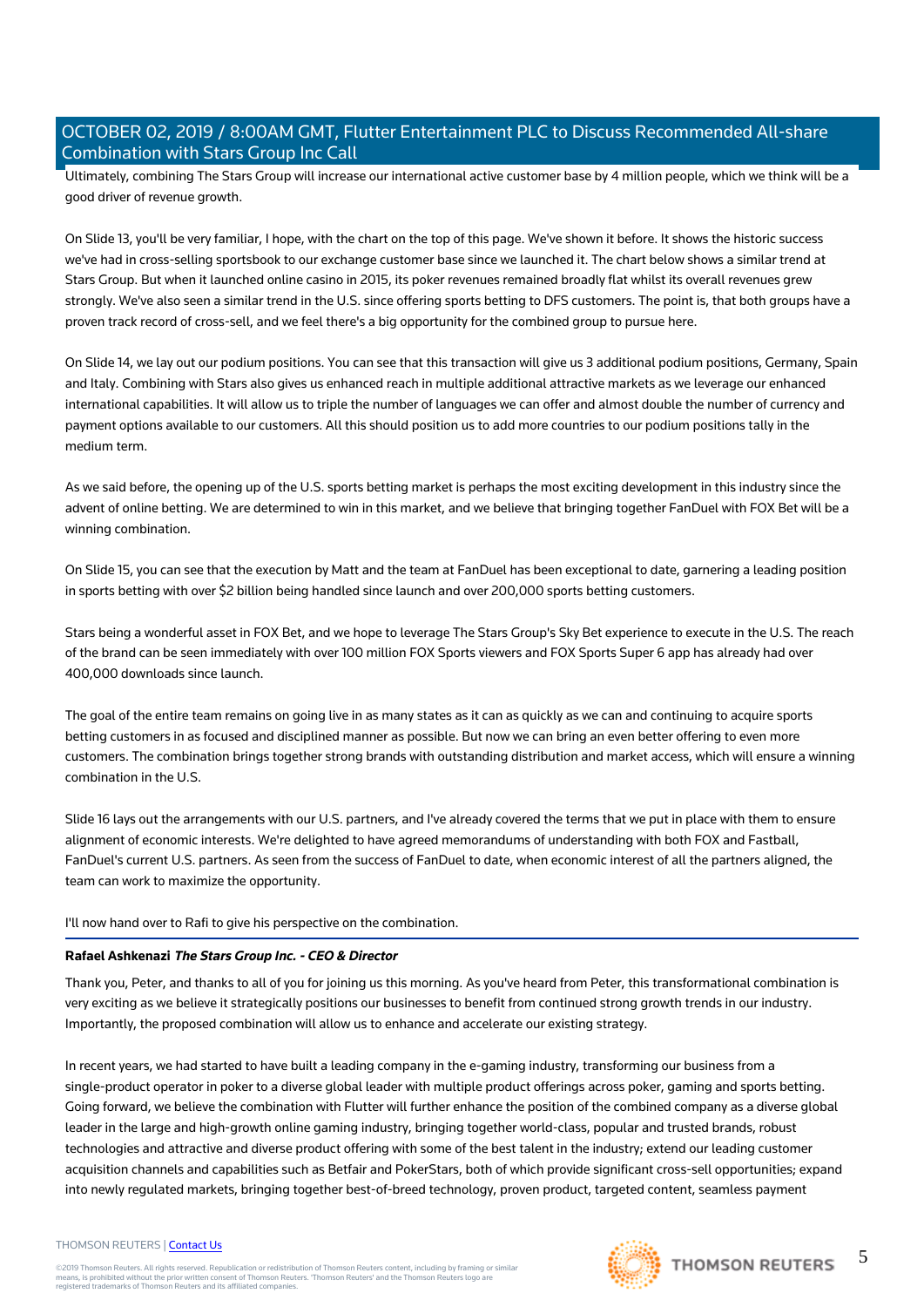Ultimately, combining The Stars Group will increase our international active customer base by 4 million people, which we think will be a good driver of revenue growth.

On Slide 13, you'll be very familiar, I hope, with the chart on the top of this page. We've shown it before. It shows the historic success we've had in cross-selling sportsbook to our exchange customer base since we launched it. The chart below shows a similar trend at Stars Group. But when it launched online casino in 2015, its poker revenues remained broadly flat whilst its overall revenues grew strongly. We've also seen a similar trend in the U.S. since offering sports betting to DFS customers. The point is, that both groups have a proven track record of cross-sell, and we feel there's a big opportunity for the combined group to pursue here.

On Slide 14, we lay out our podium positions. You can see that this transaction will give us 3 additional podium positions, Germany, Spain and Italy. Combining with Stars also gives us enhanced reach in multiple additional attractive markets as we leverage our enhanced international capabilities. It will allow us to triple the number of languages we can offer and almost double the number of currency and payment options available to our customers. All this should position us to add more countries to our podium positions tally in the medium term.

As we said before, the opening up of the U.S. sports betting market is perhaps the most exciting development in this industry since the advent of online betting. We are determined to win in this market, and we believe that bringing together FanDuel with FOX Bet will be a winning combination.

On Slide 15, you can see that the execution by Matt and the team at FanDuel has been exceptional to date, garnering a leading position in sports betting with over $2 billion being handled since launch and over 200,000 sports betting customers.

Stars being a wonderful asset in FOX Bet, and we hope to leverage The Stars Group's Sky Bet experience to execute in the U.S. The reach of the brand can be seen immediately with over 100 million FOX Sports viewers and FOX Sports Super 6 app has already had over 400,000 downloads since launch.

The goal of the entire team remains on going live in as many states as it can as quickly as we can and continuing to acquire sports betting customers in as focused and disciplined manner as possible. But now we can bring an even better offering to even more customers. The combination brings together strong brands with outstanding distribution and market access, which will ensure a winning combination in the U.S.

Slide 16 lays out the arrangements with our U.S. partners, and I've already covered the terms that we put in place with them to ensure alignment of economic interests. We're delighted to have agreed memorandums of understanding with both FOX and Fastball, FanDuel's current U.S. partners. As seen from the success of FanDuel to date, when economic interest of all the partners aligned, the team can work to maximize the opportunity.

I'll now hand over to Rafi to give his perspective on the combination.

---

**Rafael Ashkenazi** ***The Stars Group Inc. - CEO & Director***

Thank you, Peter, and thanks to all of you for joining us this morning. As you've heard from Peter, this transformational combination is very exciting as we believe it strategically positions our businesses to benefit from continued strong growth trends in our industry. Importantly, the proposed combination will allow us to enhance and accelerate our existing strategy.

In recent years, we had started to have built a leading company in the e-gaming industry, transforming our business from a single-product operator in poker to a diverse global leader with multiple product offerings across poker, gaming and sports betting. Going forward, we believe the combination with Flutter will further enhance the position of the combined company as a diverse global leader in the large and high-growth online gaming industry, bringing together world-class, popular and trusted brands, robust technologies and attractive and diverse product offering with some of the best talent in the industry; extend our leading customer acquisition channels and capabilities such as Betfair and PokerStars, both of which provide significant cross-sell opportunities; expand into newly regulated markets, bringing together best-of-breed technology, proven product, targeted content, seamless payment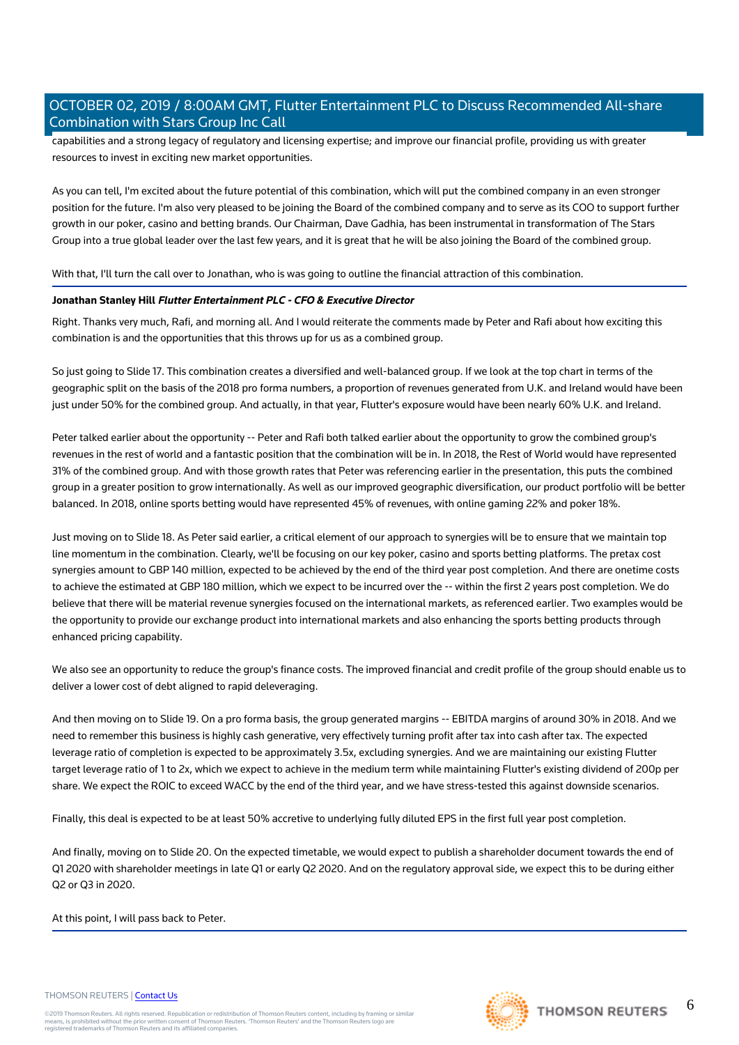capabilities and a strong legacy of regulatory and licensing expertise; and improve our financial profile, providing us with greater resources to invest in exciting new market opportunities.

As you can tell, I'm excited about the future potential of this combination, which will put the combined company in an even stronger position for the future. I'm also very pleased to be joining the Board of the combined company and to serve as its COO to support further growth in our poker, casino and betting brands. Our Chairman, Dave Gadhia, has been instrumental in transformation of The Stars Group into a true global leader over the last few years, and it is great that he will be also joining the Board of the combined group.

With that, I'll turn the call over to Jonathan, who is was going to outline the financial attraction of this combination.

**Jonathan Stanley Hill** ***Flutter Entertainment PLC - CFO & Executive Director***

Right. Thanks very much, Rafi, and morning all. And I would reiterate the comments made by Peter and Rafi about how exciting this combination is and the opportunities that this throws up for us as a combined group.

So just going to Slide 17. This combination creates a diversified and well-balanced group. If we look at the top chart in terms of the geographic split on the basis of the 2018 pro forma numbers, a proportion of revenues generated from U.K. and Ireland would have been just under 50% for the combined group. And actually, in that year, Flutter's exposure would have been nearly 60% U.K. and Ireland.

Peter talked earlier about the opportunity -- Peter and Rafi both talked earlier about the opportunity to grow the combined group's revenues in the rest of world and a fantastic position that the combination will be in. In 2018, the Rest of World would have represented 31% of the combined group. And with those growth rates that Peter was referencing earlier in the presentation, this puts the combined group in a greater position to grow internationally. As well as our improved geographic diversification, our product portfolio will be better balanced. In 2018, online sports betting would have represented 45% of revenues, with online gaming 22% and poker 18%.

Just moving on to Slide 18. As Peter said earlier, a critical element of our approach to synergies will be to ensure that we maintain top line momentum in the combination. Clearly, we'll be focusing on our key poker, casino and sports betting platforms. The pretax cost synergies amount to GBP 140 million, expected to be achieved by the end of the third year post completion. And there are onetime costs to achieve the estimated at GBP 180 million, which we expect to be incurred over the -- within the first 2 years post completion. We do believe that there will be material revenue synergies focused on the international markets, as referenced earlier. Two examples would be the opportunity to provide our exchange product into international markets and also enhancing the sports betting products through enhanced pricing capability.

We also see an opportunity to reduce the group's finance costs. The improved financial and credit profile of the group should enable us to deliver a lower cost of debt aligned to rapid deleveraging.

And then moving on to Slide 19. On a pro forma basis, the group generated margins -- EBITDA margins of around 30% in 2018. And we need to remember this business is highly cash generative, very effectively turning profit after tax into cash after tax. The expected leverage ratio of completion is expected to be approximately 3.5x, excluding synergies. And we are maintaining our existing Flutter target leverage ratio of 1 to 2x, which we expect to achieve in the medium term while maintaining Flutter's existing dividend of 200p per share. We expect the ROIC to exceed WACC by the end of the third year, and we have stress-tested this against downside scenarios.

Finally, this deal is expected to be at least 50% accretive to underlying fully diluted EPS in the first full year post completion.

And finally, moving on to Slide 20. On the expected timetable, we would expect to publish a shareholder document towards the end of Q1 2020 with shareholder meetings in late Q1 or early Q2 2020. And on the regulatory approval side, we expect this to be during either Q2 or Q3 in 2020.

At this point, I will pass back to Peter.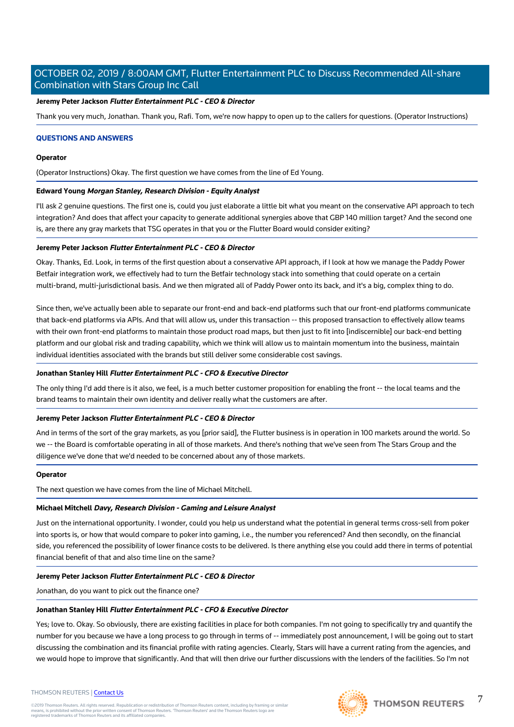**Jeremy Peter Jackson** ***Flutter Entertainment PLC - CEO & Director***

Thank you very much, Jonathan. Thank you, Rafi. Tom, we're now happy to open up to the callers for questions. (Operator Instructions)

---

**QUESTIONS AND ANSWERS**

**Operator**

(Operator Instructions) Okay. The first question we have comes from the line of Ed Young.

---

**Edward Young** ***Morgan Stanley, Research Division - Equity Analyst***

I'll ask 2 genuine questions. The first one is, could you just elaborate a little bit what you meant on the conservative API approach to tech integration? And does that affect your capacity to generate additional synergies above that GBP 140 million target? And the second one is, are there any gray markets that TSG operates in that you or the Flutter Board would consider exiting?

---

**Jeremy Peter Jackson** ***Flutter Entertainment PLC - CEO & Director***

Okay. Thanks, Ed. Look, in terms of the first question about a conservative API approach, if I look at how we manage the Paddy Power Betfair integration work, we effectively had to turn the Betfair technology stack into something that could operate on a certain multi-brand, multi-jurisdictional basis. And we then migrated all of Paddy Power onto its back, and it's a big, complex thing to do.

Since then, we've actually been able to separate our front-end and back-end platforms such that our front-end platforms communicate that back-end platforms via APIs. And that will allow us, under this transaction -- this proposed transaction to effectively allow teams with their own front-end platforms to maintain those product road maps, but then just to fit into [indiscernible] our back-end betting platform and our global risk and trading capability, which we think will allow us to maintain momentum into the business, maintain individual identities associated with the brands but still deliver some considerable cost savings.

---

**Jonathan Stanley Hill** ***Flutter Entertainment PLC - CFO & Executive Director***

The only thing I'd add there is it also, we feel, is a much better customer proposition for enabling the front -- the local teams and the brand teams to maintain their own identity and deliver really what the customers are after.

---

**Jeremy Peter Jackson** ***Flutter Entertainment PLC - CEO & Director***

And in terms of the sort of the gray markets, as you [prior said], the Flutter business is in operation in 100 markets around the world. So we -- the Board is comfortable operating in all of those markets. And there's nothing that we've seen from The Stars Group and the diligence we've done that we'd needed to be concerned about any of those markets.

---

**Operator**

The next question we have comes from the line of Michael Mitchell.

---

**Michael Mitchell** ***Davy, Research Division - Gaming and Leisure Analyst***

Just on the international opportunity. I wonder, could you help us understand what the potential in general terms cross-sell from poker into sports is, or how that would compare to poker into gaming, i.e., the number you referenced? And then secondly, on the financial side, you referenced the possibility of lower finance costs to be delivered. Is there anything else you could add there in terms of potential financial benefit of that and also time line on the same?

---

**Jeremy Peter Jackson** ***Flutter Entertainment PLC - CEO & Director***

Jonathan, do you want to pick out the finance one?

---

**Jonathan Stanley Hill** ***Flutter Entertainment PLC - CFO & Executive Director***

Yes; love to. Okay. So obviously, there are existing facilities in place for both companies. I'm not going to specifically try and quantify the number for you because we have a long process to go through in terms of -- immediately post announcement, I will be going out to start discussing the combination and its financial profile with rating agencies. Clearly, Stars will have a current rating from the agencies, and we would hope to improve that significantly. And that will then drive our further discussions with the lenders of the facilities. So I'm not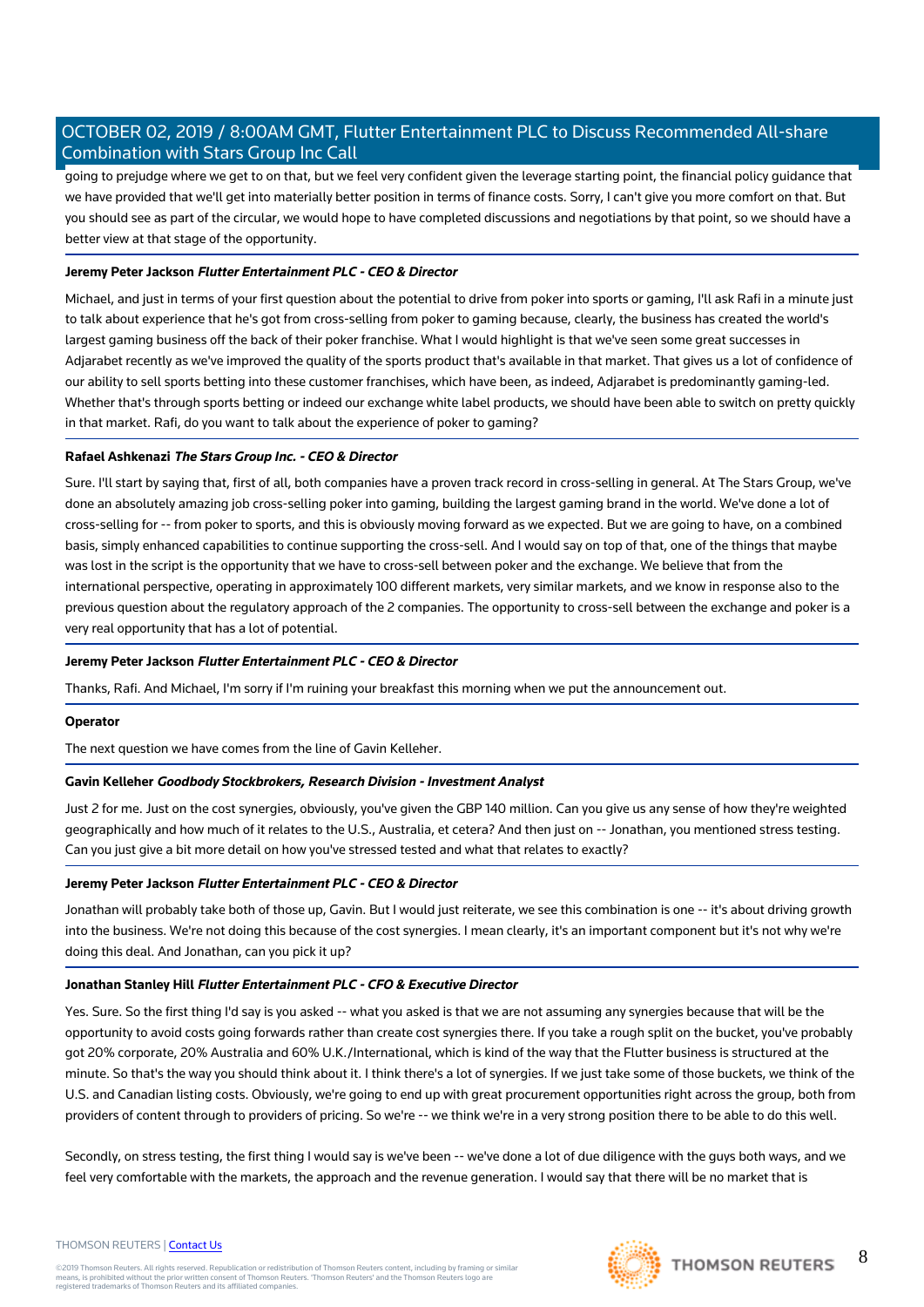going to prejudge where we get to on that, but we feel very confident given the leverage starting point, the financial policy guidance that we have provided that we'll get into materially better position in terms of finance costs. Sorry, I can't give you more comfort on that. But you should see as part of the circular, we would hope to have completed discussions and negotiations by that point, so we should have a better view at that stage of the opportunity.

**Jeremy Peter Jackson** ***Flutter Entertainment PLC - CEO & Director***

Michael, and just in terms of your first question about the potential to drive from poker into sports or gaming, I'll ask Rafi in a minute just to talk about experience that he's got from cross-selling from poker to gaming because, clearly, the business has created the world's largest gaming business off the back of their poker franchise. What I would highlight is that we've seen some great successes in Adjarabet recently as we've improved the quality of the sports product that's available in that market. That gives us a lot of confidence of our ability to sell sports betting into these customer franchises, which have been, as indeed, Adjarabet is predominantly gaming-led. Whether that's through sports betting or indeed our exchange white label products, we should have been able to switch on pretty quickly in that market. Rafi, do you want to talk about the experience of poker to gaming?

**Rafael Ashkenazi** ***The Stars Group Inc. - CEO & Director***

Sure. I'll start by saying that, first of all, both companies have a proven track record in cross-selling in general. At The Stars Group, we've done an absolutely amazing job cross-selling poker into gaming, building the largest gaming brand in the world. We've done a lot of cross-selling for -- from poker to sports, and this is obviously moving forward as we expected. But we are going to have, on a combined basis, simply enhanced capabilities to continue supporting the cross-sell. And I would say on top of that, one of the things that maybe was lost in the script is the opportunity that we have to cross-sell between poker and the exchange. We believe that from the international perspective, operating in approximately 100 different markets, very similar markets, and we know in response also to the previous question about the regulatory approach of the 2 companies. The opportunity to cross-sell between the exchange and poker is a very real opportunity that has a lot of potential.

**Jeremy Peter Jackson** ***Flutter Entertainment PLC - CEO & Director***

Thanks, Rafi. And Michael, I'm sorry if I'm ruining your breakfast this morning when we put the announcement out.

**Operator**

The next question we have comes from the line of Gavin Kelleher.

**Gavin Kelleher** ***Goodbody Stockbrokers, Research Division - Investment Analyst***

Just 2 for me. Just on the cost synergies, obviously, you've given the GBP 140 million. Can you give us any sense of how they're weighted geographically and how much of it relates to the U.S., Australia, et cetera? And then just on -- Jonathan, you mentioned stress testing. Can you just give a bit more detail on how you've stressed tested and what that relates to exactly?

**Jeremy Peter Jackson** ***Flutter Entertainment PLC - CEO & Director***

Jonathan will probably take both of those up, Gavin. But I would just reiterate, we see this combination is one -- it's about driving growth into the business. We're not doing this because of the cost synergies. I mean clearly, it's an important component but it's not why we're doing this deal. And Jonathan, can you pick it up?

**Jonathan Stanley Hill** ***Flutter Entertainment PLC - CFO & Executive Director***

Yes. Sure. So the first thing I'd say is you asked -- what you asked is that we are not assuming any synergies because that will be the opportunity to avoid costs going forwards rather than create cost synergies there. If you take a rough split on the bucket, you've probably got 20% corporate, 20% Australia and 60% U.K./International, which is kind of the way that the Flutter business is structured at the minute. So that's the way you should think about it. I think there's a lot of synergies. If we just take some of those buckets, we think of the U.S. and Canadian listing costs. Obviously, we're going to end up with great procurement opportunities right across the group, both from providers of content through to providers of pricing. So we're -- we think we're in a very strong position there to be able to do this well.

Secondly, on stress testing, the first thing I would say is we've been -- we've done a lot of due diligence with the guys both ways, and we feel very comfortable with the markets, the approach and the revenue generation. I would say that there will be no market that is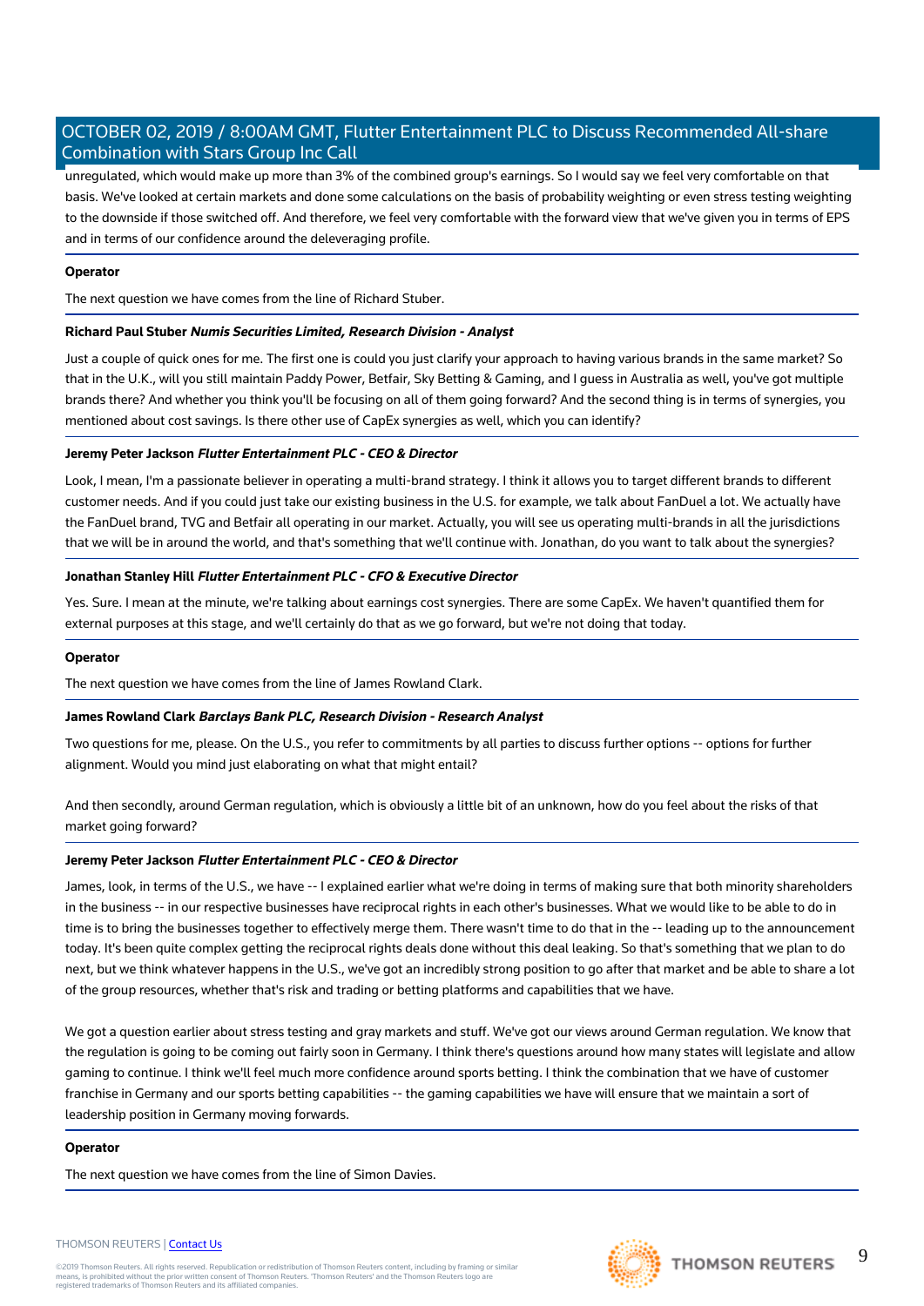unregulated, which would make up more than 3% of the combined group's earnings. So I would say we feel very comfortable on that basis. We've looked at certain markets and done some calculations on the basis of probability weighting or even stress testing weighting to the downside if those switched off. And therefore, we feel very comfortable with the forward view that we've given you in terms of EPS and in terms of our confidence around the deleveraging profile.

**Operator**

The next question we have comes from the line of Richard Stuber.

**Richard Paul Stuber** ***Numis Securities Limited, Research Division - Analyst***

Just a couple of quick ones for me. The first one is could you just clarify your approach to having various brands in the same market? So that in the U.K., will you still maintain Paddy Power, Betfair, Sky Betting & Gaming, and I guess in Australia as well, you've got multiple brands there? And whether you think you'll be focusing on all of them going forward? And the second thing is in terms of synergies, you mentioned about cost savings. Is there other use of CapEx synergies as well, which you can identify?

**Jeremy Peter Jackson** ***Flutter Entertainment PLC - CEO & Director***

Look, I mean, I'm a passionate believer in operating a multi-brand strategy. I think it allows you to target different brands to different customer needs. And if you could just take our existing business in the U.S. for example, we talk about FanDuel a lot. We actually have the FanDuel brand, TVG and Betfair all operating in our market. Actually, you will see us operating multi-brands in all the jurisdictions that we will be in around the world, and that's something that we'll continue with. Jonathan, do you want to talk about the synergies?

**Jonathan Stanley Hill** ***Flutter Entertainment PLC - CFO & Executive Director***

Yes. Sure. I mean at the minute, we're talking about earnings cost synergies. There are some CapEx. We haven't quantified them for external purposes at this stage, and we'll certainly do that as we go forward, but we're not doing that today.

**Operator**

The next question we have comes from the line of James Rowland Clark.

**James Rowland Clark** ***Barclays Bank PLC, Research Division - Research Analyst***

Two questions for me, please. On the U.S., you refer to commitments by all parties to discuss further options -- options for further alignment. Would you mind just elaborating on what that might entail?

And then secondly, around German regulation, which is obviously a little bit of an unknown, how do you feel about the risks of that market going forward?

**Jeremy Peter Jackson** ***Flutter Entertainment PLC - CEO & Director***

James, look, in terms of the U.S., we have -- I explained earlier what we're doing in terms of making sure that both minority shareholders in the business -- in our respective businesses have reciprocal rights in each other's businesses. What we would like to be able to do in time is to bring the businesses together to effectively merge them. There wasn't time to do that in the -- leading up to the announcement today. It's been quite complex getting the reciprocal rights deals done without this deal leaking. So that's something that we plan to do next, but we think whatever happens in the U.S., we've got an incredibly strong position to go after that market and be able to share a lot of the group resources, whether that's risk and trading or betting platforms and capabilities that we have.

We got a question earlier about stress testing and gray markets and stuff. We've got our views around German regulation. We know that the regulation is going to be coming out fairly soon in Germany. I think there's questions around how many states will legislate and allow gaming to continue. I think we'll feel much more confidence around sports betting. I think the combination that we have of customer franchise in Germany and our sports betting capabilities -- the gaming capabilities we have will ensure that we maintain a sort of leadership position in Germany moving forwards.

**Operator**

The next question we have comes from the line of Simon Davies.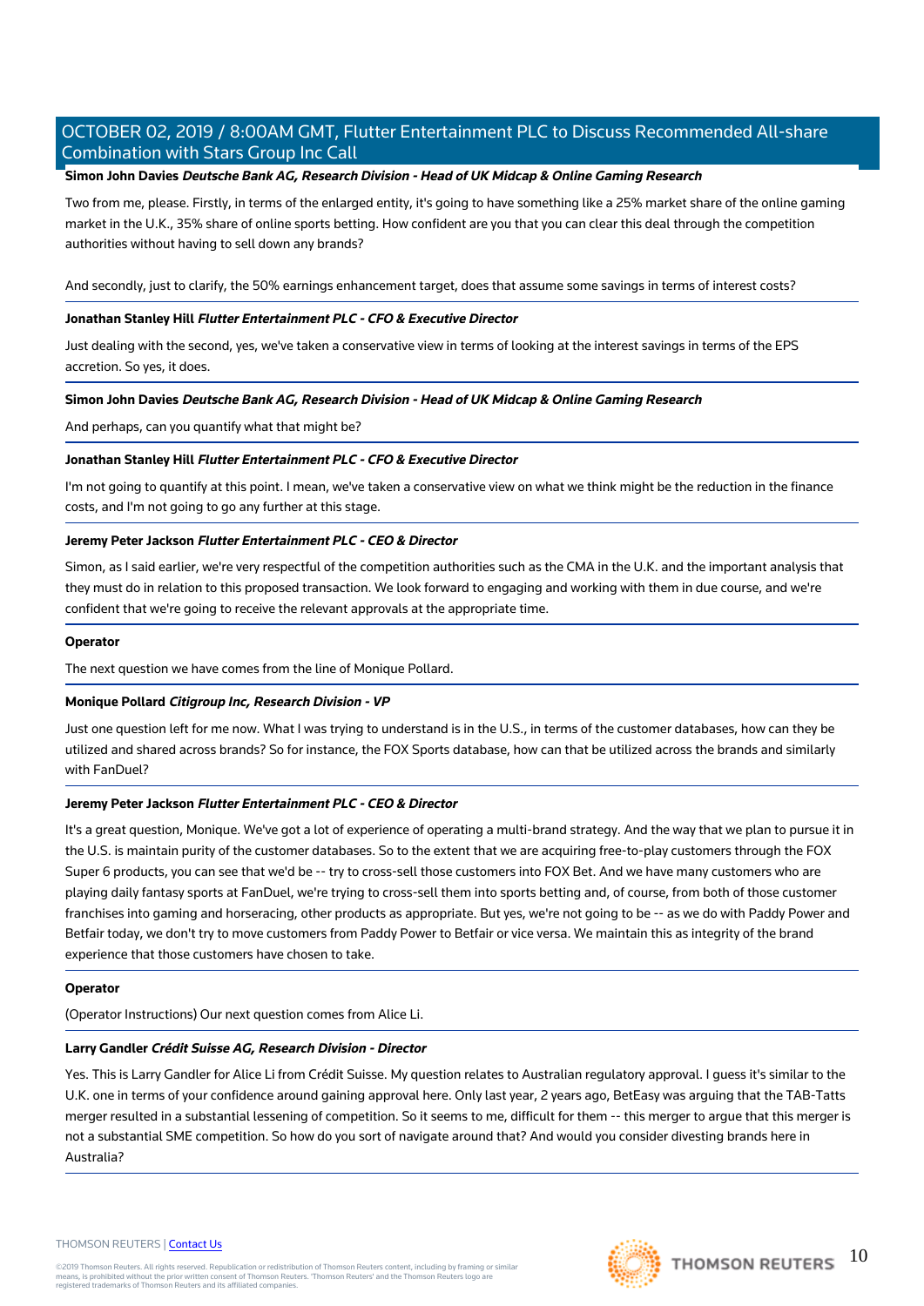**Simon John Davies** ***Deutsche Bank AG, Research Division - Head of UK Midcap & Online Gaming Research***

Two from me, please. Firstly, in terms of the enlarged entity, it's going to have something like a 25% market share of the online gaming market in the U.K., 35% share of online sports betting. How confident are you that you can clear this deal through the competition authorities without having to sell down any brands?

And secondly, just to clarify, the 50% earnings enhancement target, does that assume some savings in terms of interest costs?

**Jonathan Stanley Hill** ***Flutter Entertainment PLC - CFO & Executive Director***

Just dealing with the second, yes, we've taken a conservative view in terms of looking at the interest savings in terms of the EPS accretion. So yes, it does.

**Simon John Davies** ***Deutsche Bank AG, Research Division - Head of UK Midcap & Online Gaming Research***

And perhaps, can you quantify what that might be?

**Jonathan Stanley Hill** ***Flutter Entertainment PLC - CFO & Executive Director***

I'm not going to quantify at this point. I mean, we've taken a conservative view on what we think might be the reduction in the finance costs, and I'm not going to go any further at this stage.

**Jeremy Peter Jackson** ***Flutter Entertainment PLC - CEO & Director***

Simon, as I said earlier, we're very respectful of the competition authorities such as the CMA in the U.K. and the important analysis that they must do in relation to this proposed transaction. We look forward to engaging and working with them in due course, and we're confident that we're going to receive the relevant approvals at the appropriate time.

**Operator**

The next question we have comes from the line of Monique Pollard.

**Monique Pollard** ***Citigroup Inc, Research Division - VP***

Just one question left for me now. What I was trying to understand is in the U.S., in terms of the customer databases, how can they be utilized and shared across brands? So for instance, the FOX Sports database, how can that be utilized across the brands and similarly with FanDuel?

**Jeremy Peter Jackson** ***Flutter Entertainment PLC - CEO & Director***

It's a great question, Monique. We've got a lot of experience of operating a multi-brand strategy. And the way that we plan to pursue it in the U.S. is maintain purity of the customer databases. So to the extent that we are acquiring free-to-play customers through the FOX Super 6 products, you can see that we'd be -- try to cross-sell those customers into FOX Bet. And we have many customers who are playing daily fantasy sports at FanDuel, we're trying to cross-sell them into sports betting and, of course, from both of those customer franchises into gaming and horseracing, other products as appropriate. But yes, we're not going to be -- as we do with Paddy Power and Betfair today, we don't try to move customers from Paddy Power to Betfair or vice versa. We maintain this as integrity of the brand experience that those customers have chosen to take.

**Operator**

(Operator Instructions) Our next question comes from Alice Li.

**Larry Gandler** ***Crédit Suisse AG, Research Division - Director***

Yes. This is Larry Gandler for Alice Li from Crédit Suisse. My question relates to Australian regulatory approval. I guess it's similar to the U.K. one in terms of your confidence around gaining approval here. Only last year, 2 years ago, BetEasy was arguing that the TAB-Tatts merger resulted in a substantial lessening of competition. So it seems to me, difficult for them -- this merger to argue that this merger is not a substantial SME competition. So how do you sort of navigate around that? And would you consider divesting brands here in Australia?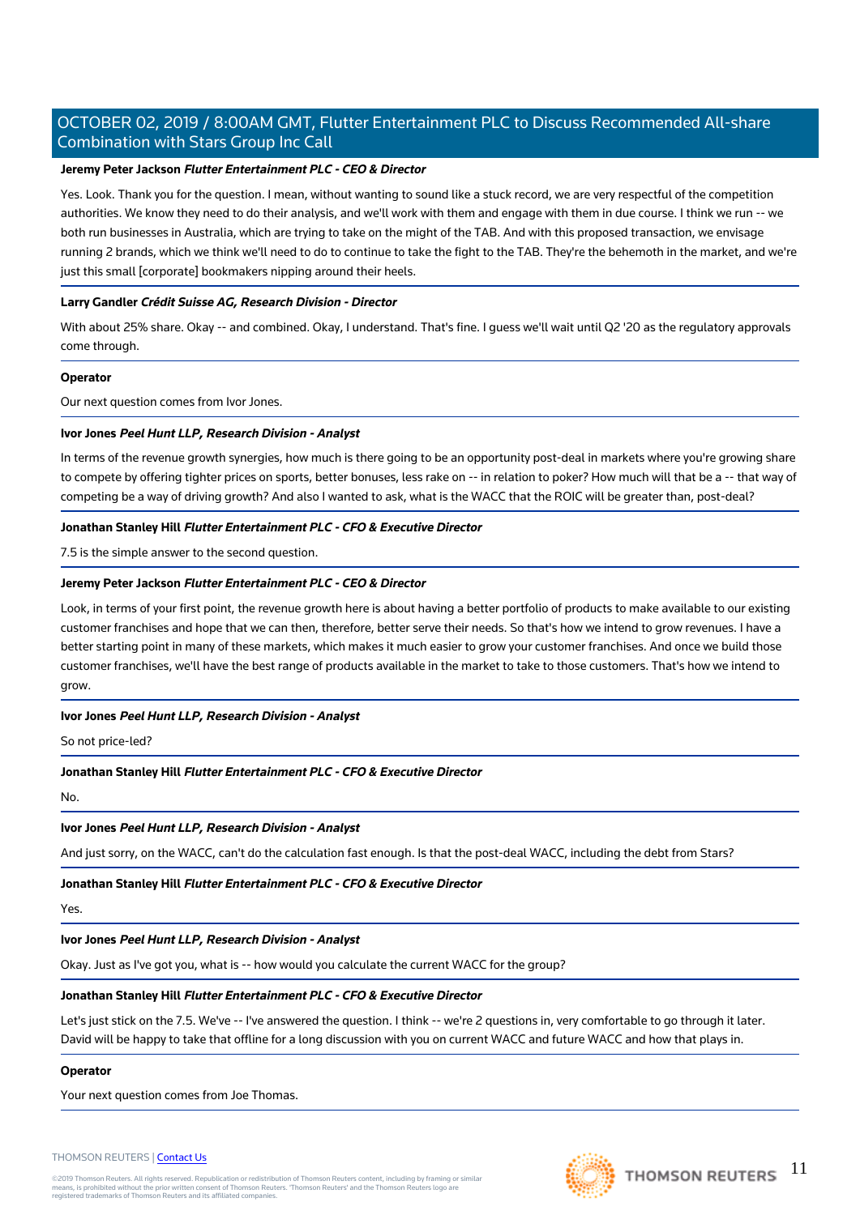**Jeremy Peter Jackson** ***Flutter Entertainment PLC - CEO & Director***

Yes. Look. Thank you for the question. I mean, without wanting to sound like a stuck record, we are very respectful of the competition authorities. We know they need to do their analysis, and we'll work with them and engage with them in due course. I think we run -- we both run businesses in Australia, which are trying to take on the might of the TAB. And with this proposed transaction, we envisage running 2 brands, which we think we'll need to do to continue to take the fight to the TAB. They're the behemoth in the market, and we're just this small [corporate] bookmakers nipping around their heels.

**Larry Gandler** ***Crédit Suisse AG, Research Division - Director***

With about 25% share. Okay -- and combined. Okay, I understand. That's fine. I guess we'll wait until Q2 '20 as the regulatory approvals come through.

**Operator**

Our next question comes from Ivor Jones.

**Ivor Jones** ***Peel Hunt LLP, Research Division - Analyst***

In terms of the revenue growth synergies, how much is there going to be an opportunity post-deal in markets where you're growing share to compete by offering tighter prices on sports, better bonuses, less rake on -- in relation to poker? How much will that be a -- that way of competing be a way of driving growth? And also I wanted to ask, what is the WACC that the ROIC will be greater than, post-deal?

**Jonathan Stanley Hill** ***Flutter Entertainment PLC - CFO & Executive Director***

7.5 is the simple answer to the second question.

**Jeremy Peter Jackson** ***Flutter Entertainment PLC - CEO & Director***

Look, in terms of your first point, the revenue growth here is about having a better portfolio of products to make available to our existing customer franchises and hope that we can then, therefore, better serve their needs. So that's how we intend to grow revenues. I have a better starting point in many of these markets, which makes it much easier to grow your customer franchises. And once we build those customer franchises, we'll have the best range of products available in the market to take to those customers. That's how we intend to grow.

**Ivor Jones** ***Peel Hunt LLP, Research Division - Analyst***

So not price-led?

**Jonathan Stanley Hill** ***Flutter Entertainment PLC - CFO & Executive Director***

No.

**Ivor Jones** ***Peel Hunt LLP, Research Division - Analyst***

And just sorry, on the WACC, can't do the calculation fast enough. Is that the post-deal WACC, including the debt from Stars?

**Jonathan Stanley Hill** ***Flutter Entertainment PLC - CFO & Executive Director***

Yes.

**Ivor Jones** ***Peel Hunt LLP, Research Division - Analyst***

Okay. Just as I've got you, what is -- how would you calculate the current WACC for the group?

**Jonathan Stanley Hill** ***Flutter Entertainment PLC - CFO & Executive Director***

Let's just stick on the 7.5. We've -- I've answered the question. I think -- we're 2 questions in, very comfortable to go through it later. David will be happy to take that offline for a long discussion with you on current WACC and future WACC and how that plays in.

**Operator**

Your next question comes from Joe Thomas.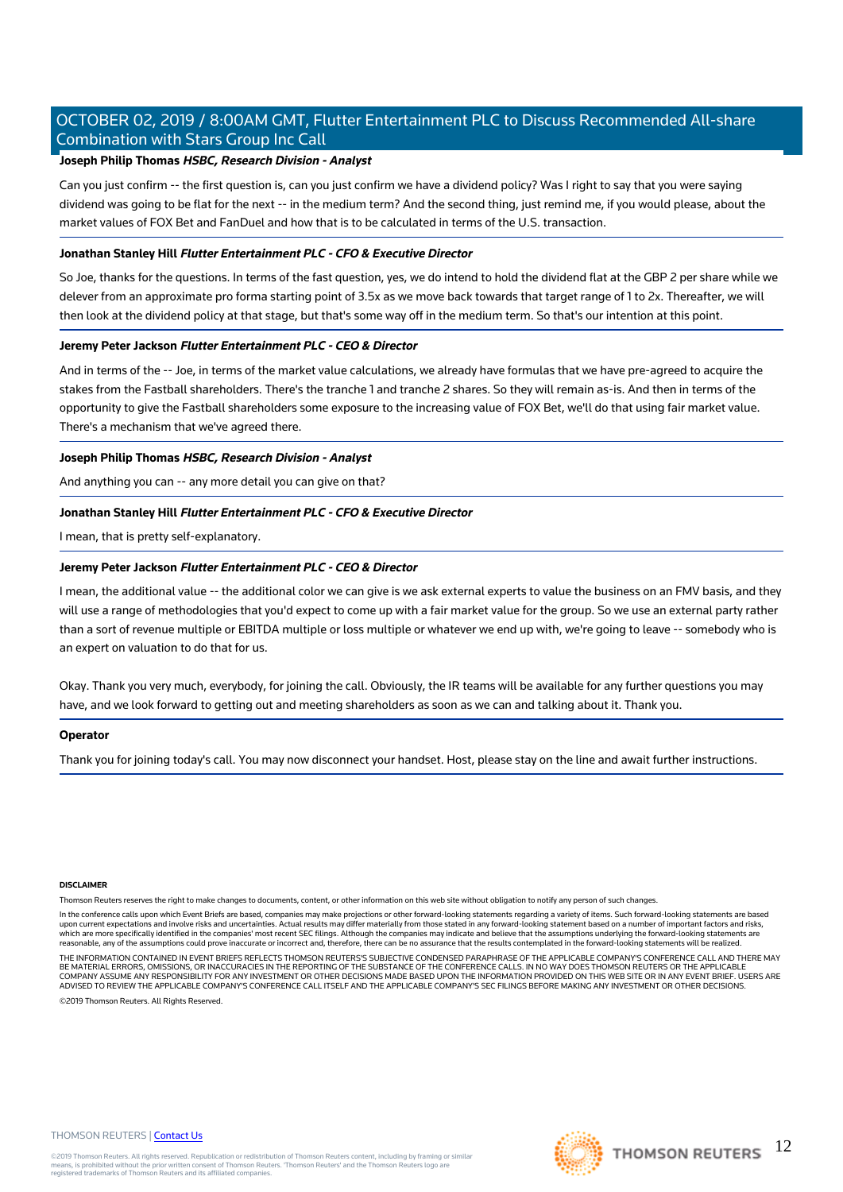**Joseph Philip Thomas** ***HSBC, Research Division - Analyst***

Can you just confirm -- the first question is, can you just confirm we have a dividend policy? Was I right to say that you were saying dividend was going to be flat for the next -- in the medium term? And the second thing, just remind me, if you would please, about the market values of FOX Bet and FanDuel and how that is to be calculated in terms of the U.S. transaction.

**Jonathan Stanley Hill** ***Flutter Entertainment PLC - CFO & Executive Director***

So Joe, thanks for the questions. In terms of the fast question, yes, we do intend to hold the dividend flat at the GBP 2 per share while we delever from an approximate pro forma starting point of 3.5x as we move back towards that target range of 1 to 2x. Thereafter, we will then look at the dividend policy at that stage, but that's some way off in the medium term. So that's our intention at this point.

**Jeremy Peter Jackson** ***Flutter Entertainment PLC - CEO & Director***

And in terms of the -- Joe, in terms of the market value calculations, we already have formulas that we have pre-agreed to acquire the stakes from the Fastball shareholders. There's the tranche 1 and tranche 2 shares. So they will remain as-is. And then in terms of the opportunity to give the Fastball shareholders some exposure to the increasing value of FOX Bet, we'll do that using fair market value. There's a mechanism that we've agreed there.

**Joseph Philip Thomas** ***HSBC, Research Division - Analyst***

And anything you can -- any more detail you can give on that?

**Jonathan Stanley Hill** ***Flutter Entertainment PLC - CFO & Executive Director***

I mean, that is pretty self-explanatory.

**Jeremy Peter Jackson** ***Flutter Entertainment PLC - CEO & Director***

I mean, the additional value -- the additional color we can give is we ask external experts to value the business on an FMV basis, and they will use a range of methodologies that you'd expect to come up with a fair market value for the group. So we use an external party rather than a sort of revenue multiple or EBITDA multiple or loss multiple or whatever we end up with, we're going to leave -- somebody who is an expert on valuation to do that for us.

Okay. Thank you very much, everybody, for joining the call. Obviously, the IR teams will be available for any further questions you may have, and we look forward to getting out and meeting shareholders as soon as we can and talking about it. Thank you.

**Operator**

Thank you for joining today's call. You may now disconnect your handset. Host, please stay on the line and await further instructions.

**DISCLAIMER**

Thomson Reuters reserves the right to make changes to documents, content, or other information on this web site without obligation to notify any person of such changes.

In the conference calls upon which Event Briefs are based, companies may make projections or other forward-looking statements regarding a variety of items. Such forward-looking statements are based upon current expectations and involve risks and uncertainties. Actual results may differ materially from those stated in any forward-looking statement based on a number of important factors and risks, which are more specifically identified in the companies' most recent SEC filings. Although the companies may indicate and believe that the assumptions underlying the forward-looking statements are reasonable, any of the assumptions could prove inaccurate or incorrect and, therefore, there can be no assurance that the results contemplated in the forward-looking statements will be realized.

THE INFORMATION CONTAINED IN EVENT BRIEFS REFLECTS THOMSON REUTERS'S SUBJECTIVE CONDENSED PARAPHRASE OF THE APPLICABLE COMPANY'S CONFERENCE CALL AND THERE MAY BE MATERIAL ERRORS, OMISSIONS, OR INACCURACIES IN THE REPORTING OF THE SUBSTANCE OF THE CONFERENCE CALLS. IN NO WAY DOES THOMSON REUTERS OR THE APPLICABLE COMPANY ASSUME ANY RESPONSIBILITY FOR ANY INVESTMENT OR OTHER DECISIONS MADE BASED UPON THE INFORMATION PROVIDED ON THIS WEB SITE OR IN ANY EVENT BRIEF. USERS ARE ADVISED TO REVIEW THE APPLICABLE COMPANY'S CONFERENCE CALL ITSELF AND THE APPLICABLE COMPANY'S SEC FILINGS BEFORE MAKING ANY INVESTMENT OR OTHER DECISIONS.

©2019 Thomson Reuters. All Rights Reserved.